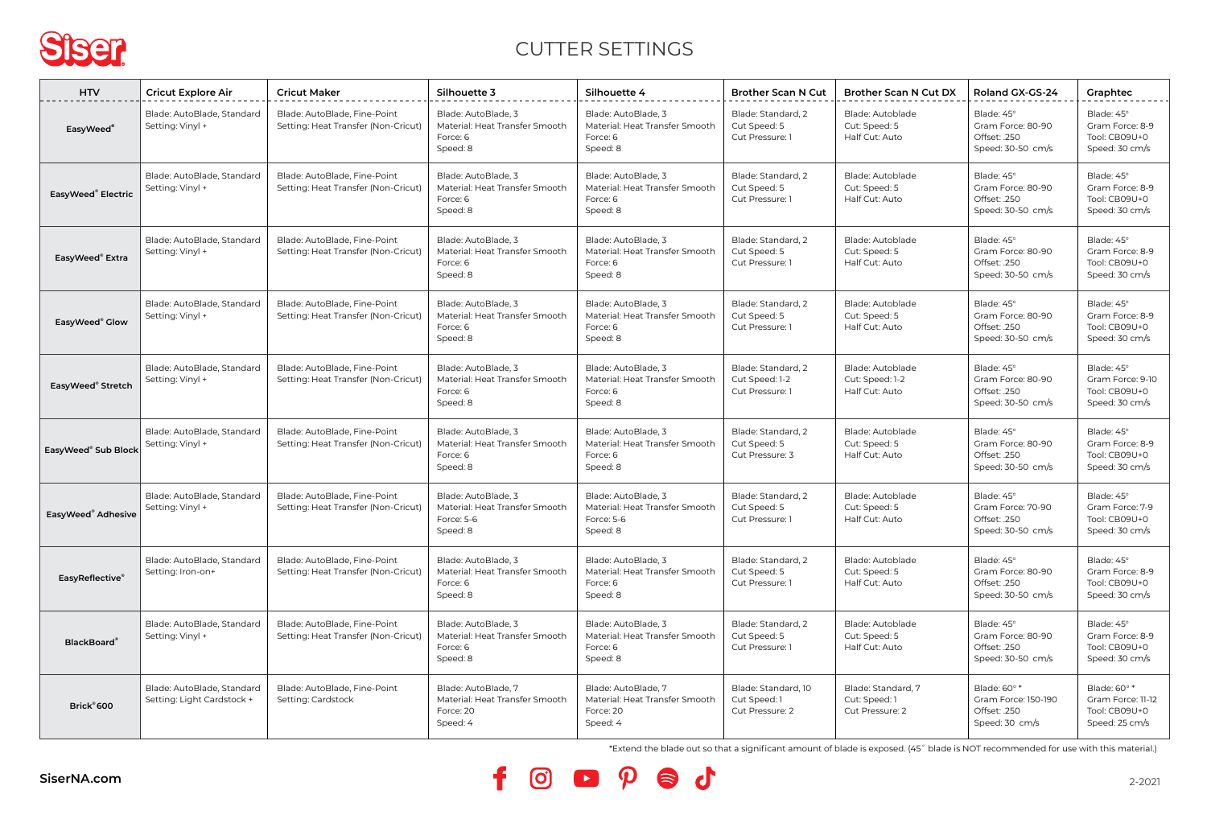# CUTTER SETTINGS

| HTV | Cricut Explore Air | Cricut Maker | Silhouette 3 | Silhouette 4 | Brother Scan N Cut | Brother Scan N Cut DX | Roland GX-GS-24 | Graphtec |
|---|---|---|---|---|---|---|---|---|
| **EasyWeed®** | Blade: AutoBlade, Standard<br>Setting: Vinyl + | Blade: AutoBlade, Fine-Point<br>Setting: Heat Transfer (Non-Cricut) | Blade: AutoBlade, 3<br>Material: Heat Transfer Smooth<br>Force: 6<br>Speed: 8 | Blade: AutoBlade, 3<br>Material: Heat Transfer Smooth<br>Force: 6<br>Speed: 8 | Blade: Standard, 2<br>Cut Speed: 5<br>Cut Pressure: 1 | Blade: Autoblade<br>Cut: Speed: 5<br>Half Cut: Auto | Blade: 45°<br>Gram Force: 80-90<br>Offset: .250<br>Speed: 30-50 cm/s | Blade: 45°<br>Gram Force: 8-9<br>Tool: CB09U+0<br>Speed: 30 cm/s |
| **EasyWeed® Electric** | Blade: AutoBlade, Standard<br>Setting: Vinyl + | Blade: AutoBlade, Fine-Point<br>Setting: Heat Transfer (Non-Cricut) | Blade: AutoBlade, 3<br>Material: Heat Transfer Smooth<br>Force: 6<br>Speed: 8 | Blade: AutoBlade, 3<br>Material: Heat Transfer Smooth<br>Force: 6<br>Speed: 8 | Blade: Standard, 2<br>Cut Speed: 5<br>Cut Pressure: 1 | Blade: Autoblade<br>Cut: Speed: 5<br>Half Cut: Auto | Blade: 45°<br>Gram Force: 80-90<br>Offset: .250<br>Speed: 30-50 cm/s | Blade: 45°<br>Gram Force: 8-9<br>Tool: CB09U+0<br>Speed: 30 cm/s |
| **EasyWeed® Extra** | Blade: AutoBlade, Standard<br>Setting: Vinyl + | Blade: AutoBlade, Fine-Point<br>Setting: Heat Transfer (Non-Cricut) | Blade: AutoBlade, 3<br>Material: Heat Transfer Smooth<br>Force: 6<br>Speed: 8 | Blade: AutoBlade, 3<br>Material: Heat Transfer Smooth<br>Force: 6<br>Speed: 8 | Blade: Standard, 2<br>Cut Speed: 5<br>Cut Pressure: 1 | Blade: Autoblade<br>Cut: Speed: 5<br>Half Cut: Auto | Blade: 45°<br>Gram Force: 80-90<br>Offset: .250<br>Speed: 30-50 cm/s | Blade: 45°<br>Gram Force: 8-9<br>Tool: CB09U+0<br>Speed: 30 cm/s |
| **EasyWeed® Glow** | Blade: AutoBlade, Standard<br>Setting: Vinyl + | Blade: AutoBlade, Fine-Point<br>Setting: Heat Transfer (Non-Cricut) | Blade: AutoBlade, 3<br>Material: Heat Transfer Smooth<br>Force: 6<br>Speed: 8 | Blade: AutoBlade, 3<br>Material: Heat Transfer Smooth<br>Force: 6<br>Speed: 8 | Blade: Standard, 2<br>Cut Speed: 5<br>Cut Pressure: 1 | Blade: Autoblade<br>Cut: Speed: 5<br>Half Cut: Auto | Blade: 45°<br>Gram Force: 80-90<br>Offset: .250<br>Speed: 30-50 cm/s | Blade: 45°<br>Gram Force: 8-9<br>Tool: CB09U+0<br>Speed: 30 cm/s |
| **EasyWeed® Stretch** | Blade: AutoBlade, Standard<br>Setting: Vinyl + | Blade: AutoBlade, Fine-Point<br>Setting: Heat Transfer (Non-Cricut) | Blade: AutoBlade, 3<br>Material: Heat Transfer Smooth<br>Force: 6<br>Speed: 8 | Blade: AutoBlade, 3<br>Material: Heat Transfer Smooth<br>Force: 6<br>Speed: 8 | Blade: Standard, 2<br>Cut Speed: 1-2<br>Cut Pressure: 1 | Blade: Autoblade<br>Cut: Speed: 1-2<br>Half Cut: Auto | Blade: 45°<br>Gram Force: 80-90<br>Offset: .250<br>Speed: 30-50 cm/s | Blade: 45°<br>Gram Force: 9-10<br>Tool: CB09U+0<br>Speed: 30 cm/s |
| **EasyWeed® Sub Block** | Blade: AutoBlade, Standard<br>Setting: Vinyl + | Blade: AutoBlade, Fine-Point<br>Setting: Heat Transfer (Non-Cricut) | Blade: AutoBlade, 3<br>Material: Heat Transfer Smooth<br>Force: 6<br>Speed: 8 | Blade: AutoBlade, 3<br>Material: Heat Transfer Smooth<br>Force: 6<br>Speed: 8 | Blade: Standard, 2<br>Cut Speed: 5<br>Cut Pressure: 3 | Blade: Autoblade<br>Cut: Speed: 5<br>Half Cut: Auto | Blade: 45°<br>Gram Force: 80-90<br>Offset: .250<br>Speed: 30-50 cm/s | Blade: 45°<br>Gram Force: 8-9<br>Tool: CB09U+0<br>Speed: 30 cm/s |
| **EasyWeed® Adhesive** | Blade: AutoBlade, Standard<br>Setting: Vinyl + | Blade: AutoBlade, Fine-Point<br>Setting: Heat Transfer (Non-Cricut) | Blade: AutoBlade, 3<br>Material: Heat Transfer Smooth<br>Force: 5-6<br>Speed: 8 | Blade: AutoBlade, 3<br>Material: Heat Transfer Smooth<br>Force: 5-6<br>Speed: 8 | Blade: Standard, 2<br>Cut Speed: 5<br>Cut Pressure: 1 | Blade: Autoblade<br>Cut: Speed: 5<br>Half Cut: Auto | Blade: 45°<br>Gram Force: 70-90<br>Offset: .250<br>Speed: 30-50 cm/s | Blade: 45°<br>Gram Force: 7-9<br>Tool: CB09U+0<br>Speed: 30 cm/s |
| **EasyReflective®** | Blade: AutoBlade, Standard<br>Setting: Iron-on+ | Blade: AutoBlade, Fine-Point<br>Setting: Heat Transfer (Non-Cricut) | Blade: AutoBlade, 3<br>Material: Heat Transfer Smooth<br>Force: 6<br>Speed: 8 | Blade: AutoBlade, 3<br>Material: Heat Transfer Smooth<br>Force: 6<br>Speed: 8 | Blade: Standard, 2<br>Cut Speed: 5<br>Cut Pressure: 1 | Blade: Autoblade<br>Cut: Speed: 5<br>Half Cut: Auto | Blade: 45°<br>Gram Force: 80-90<br>Offset: .250<br>Speed: 30-50 cm/s | Blade: 45°<br>Gram Force: 8-9<br>Tool: CB09U+0<br>Speed: 30 cm/s |
| **BlackBoard®** | Blade: AutoBlade, Standard<br>Setting: Vinyl + | Blade: AutoBlade, Fine-Point<br>Setting: Heat Transfer (Non-Cricut) | Blade: AutoBlade, 3<br>Material: Heat Transfer Smooth<br>Force: 6<br>Speed: 8 | Blade: AutoBlade, 3<br>Material: Heat Transfer Smooth<br>Force: 6<br>Speed: 8 | Blade: Standard, 2<br>Cut Speed: 5<br>Cut Pressure: 1 | Blade: Autoblade<br>Cut: Speed: 5<br>Half Cut: Auto | Blade: 45°<br>Gram Force: 80-90<br>Offset: .250<br>Speed: 30-50 cm/s | Blade: 45°<br>Gram Force: 8-9<br>Tool: CB09U+0<br>Speed: 30 cm/s |
| **Brick® 600** | Blade: AutoBlade, Standard<br>Setting: Light Cardstock + | Blade: AutoBlade, Fine-Point<br>Setting: Cardstock | Blade: AutoBlade, 7<br>Material: Heat Transfer Smooth<br>Force: 20<br>Speed: 4 | Blade: AutoBlade, 7<br>Material: Heat Transfer Smooth<br>Force: 20<br>Speed: 4 | Blade: Standard, 10<br>Cut Speed: 1<br>Cut Pressure: 2 | Blade: Standard, 7<br>Cut: Speed: 1<br>Cut Pressure: 2 | Blade: 60° *<br>Gram Force: 150-190<br>Offset: .250<br>Speed: 30 cm/s | Blade: 60° *<br>Gram Force: 11-12<br>Tool: CB09U+0<br>Speed: 25 cm/s |

*Extend the blade out so that a significant amount of blade is exposed. (45° blade is NOT recommended for use with this material.)

SiserNA.com

2-2021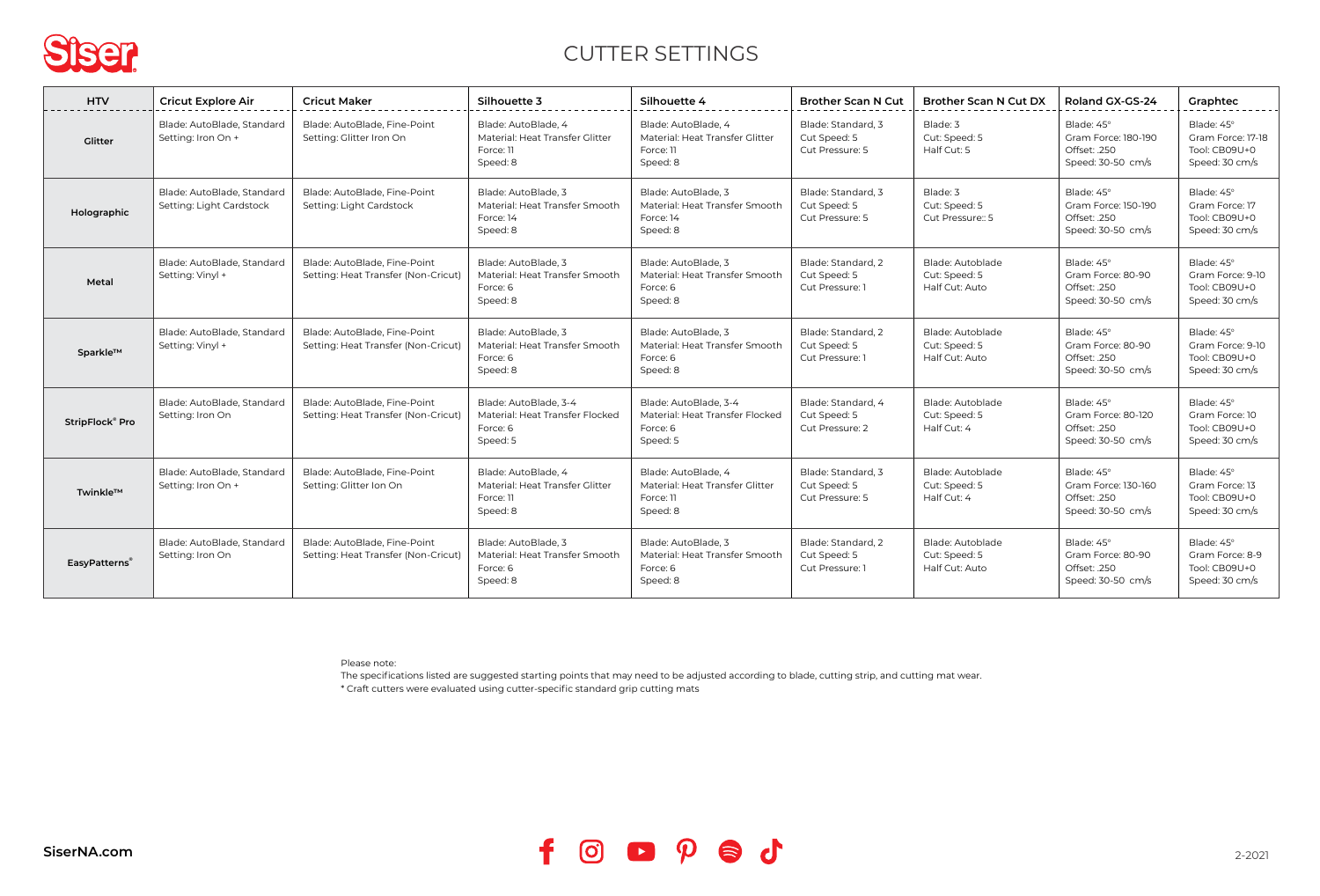# CUTTER SETTINGS

| HTV | Cricut Explore Air | Cricut Maker | Silhouette 3 | Silhouette 4 | Brother Scan N Cut | Brother Scan N Cut DX | Roland GX-GS-24 | Graphtec |
|---|---|---|---|---|---|---|---|---|
| **Glitter** | Blade: AutoBlade, Standard<br>Setting: Iron On + | Blade: AutoBlade, Fine-Point<br>Setting: Glitter Iron On | Blade: AutoBlade, 4<br>Material: Heat Transfer Glitter<br>Force: 11<br>Speed: 8 | Blade: AutoBlade, 4<br>Material: Heat Transfer Glitter<br>Force: 11<br>Speed: 8 | Blade: Standard, 3<br>Cut Speed: 5<br>Cut Pressure: 5 | Blade: 3<br>Cut: Speed: 5<br>Half Cut: 5 | Blade: 45°<br>Gram Force: 180-190<br>Offset: .250<br>Speed: 30-50 cm/s | Blade: 45°<br>Gram Force: 17-18<br>Tool: CB09U+0<br>Speed: 30 cm/s |
| **Holographic** | Blade: AutoBlade, Standard<br>Setting: Light Cardstock | Blade: AutoBlade, Fine-Point<br>Setting: Light Cardstock | Blade: AutoBlade, 3<br>Material: Heat Transfer Smooth<br>Force: 14<br>Speed: 8 | Blade: AutoBlade, 3<br>Material: Heat Transfer Smooth<br>Force: 14<br>Speed: 8 | Blade: Standard, 3<br>Cut Speed: 5<br>Cut Pressure: 5 | Blade: 3<br>Cut: Speed: 5<br>Cut Pressure:: 5 | Blade: 45°<br>Gram Force: 150-190<br>Offset: .250<br>Speed: 30-50 cm/s | Blade: 45°<br>Gram Force: 17<br>Tool: CB09U+0<br>Speed: 30 cm/s |
| **Metal** | Blade: AutoBlade, Standard<br>Setting: Vinyl + | Blade: AutoBlade, Fine-Point<br>Setting: Heat Transfer (Non-Cricut) | Blade: AutoBlade, 3<br>Material: Heat Transfer Smooth<br>Force: 6<br>Speed: 8 | Blade: AutoBlade, 3<br>Material: Heat Transfer Smooth<br>Force: 6<br>Speed: 8 | Blade: Standard, 2<br>Cut Speed: 5<br>Cut Pressure: 1 | Blade: Autoblade<br>Cut: Speed: 5<br>Half Cut: Auto | Blade: 45°<br>Gram Force: 80-90<br>Offset: .250<br>Speed: 30-50 cm/s | Blade: 45°<br>Gram Force: 9-10<br>Tool: CB09U+0<br>Speed: 30 cm/s |
| **Sparkle™** | Blade: AutoBlade, Standard<br>Setting: Vinyl + | Blade: AutoBlade, Fine-Point<br>Setting: Heat Transfer (Non-Cricut) | Blade: AutoBlade, 3<br>Material: Heat Transfer Smooth<br>Force: 6<br>Speed: 8 | Blade: AutoBlade, 3<br>Material: Heat Transfer Smooth<br>Force: 6<br>Speed: 8 | Blade: Standard, 2<br>Cut Speed: 5<br>Cut Pressure: 1 | Blade: Autoblade<br>Cut: Speed: 5<br>Half Cut: Auto | Blade: 45°<br>Gram Force: 80-90<br>Offset: .250<br>Speed: 30-50 cm/s | Blade: 45°<br>Gram Force: 9-10<br>Tool: CB09U+0<br>Speed: 30 cm/s |
| **StripFlock® Pro** | Blade: AutoBlade, Standard<br>Setting: Iron On | Blade: AutoBlade, Fine-Point<br>Setting: Heat Transfer (Non-Cricut) | Blade: AutoBlade, 3-4<br>Material: Heat Transfer Flocked<br>Force: 6<br>Speed: 5 | Blade: AutoBlade, 3-4<br>Material: Heat Transfer Flocked<br>Force: 6<br>Speed: 5 | Blade: Standard, 4<br>Cut Speed: 5<br>Cut Pressure: 2 | Blade: Autoblade<br>Cut: Speed: 5<br>Half Cut: 4 | Blade: 45°<br>Gram Force: 80-120<br>Offset: .250<br>Speed: 30-50 cm/s | Blade: 45°<br>Gram Force: 10<br>Tool: CB09U+0<br>Speed: 30 cm/s |
| **Twinkle™** | Blade: AutoBlade, Standard<br>Setting: Iron On + | Blade: AutoBlade, Fine-Point<br>Setting: Glitter Ion On | Blade: AutoBlade, 4<br>Material: Heat Transfer Glitter<br>Force: 11<br>Speed: 8 | Blade: AutoBlade, 4<br>Material: Heat Transfer Glitter<br>Force: 11<br>Speed: 8 | Blade: Standard, 3<br>Cut Speed: 5<br>Cut Pressure: 5 | Blade: Autoblade<br>Cut: Speed: 5<br>Half Cut: 4 | Blade: 45°<br>Gram Force: 130-160<br>Offset: .250<br>Speed: 30-50 cm/s | Blade: 45°<br>Gram Force: 13<br>Tool: CB09U+0<br>Speed: 30 cm/s |
| **EasyPatterns®** | Blade: AutoBlade, Standard<br>Setting: Iron On | Blade: AutoBlade, Fine-Point<br>Setting: Heat Transfer (Non-Cricut) | Blade: AutoBlade, 3<br>Material: Heat Transfer Smooth<br>Force: 6<br>Speed: 8 | Blade: AutoBlade, 3<br>Material: Heat Transfer Smooth<br>Force: 6<br>Speed: 8 | Blade: Standard, 2<br>Cut Speed: 5<br>Cut Pressure: 1 | Blade: Autoblade<br>Cut: Speed: 5<br>Half Cut: Auto | Blade: 45°<br>Gram Force: 80-90<br>Offset: .250<br>Speed: 30-50 cm/s | Blade: 45°<br>Gram Force: 8-9<br>Tool: CB09U+0<br>Speed: 30 cm/s |

Please note:

The specifications listed are suggested starting points that may need to be adjusted according to blade, cutting strip, and cutting mat wear.

* Craft cutters were evaluated using cutter-specific standard grip cutting mats

SiserNA.com

2-2021